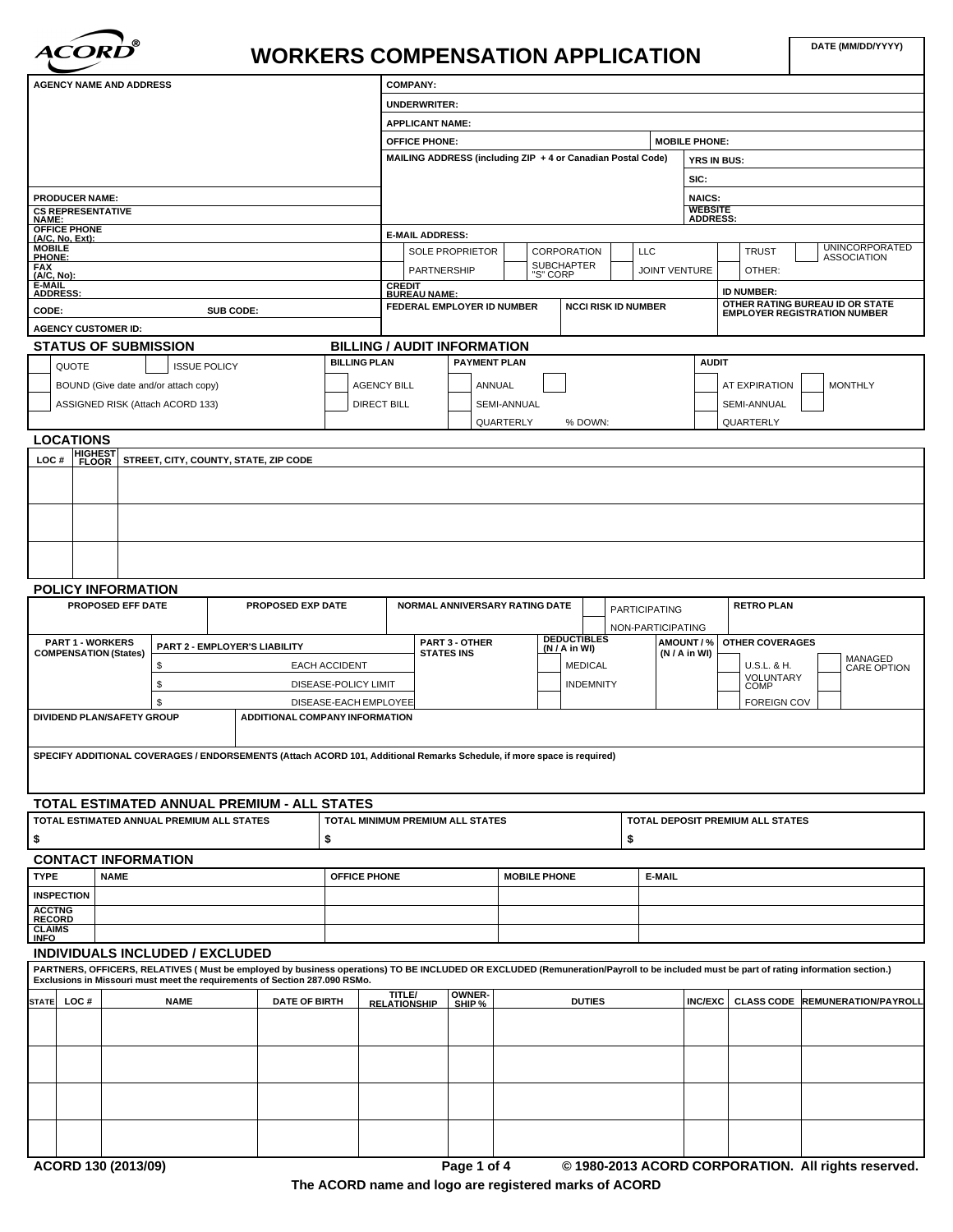# WORKERS COMPENSATION APPLICATION

| DATE (MM/DD/YYYY) |
| --- |
| |

| AGENCY NAME AND ADDRESS | | COMPANY: | | |
| --- | --- | --- | --- | --- |
| | | UNDERWRITER: | | |
| | | APPLICANT NAME: | | |
| | | OFFICE PHONE: | MOBILE PHONE: | |
| | | MAILING ADDRESS (including ZIP + 4 or Canadian Postal Code) | YRS IN BUS: | |
| | | | SIC: | |
| PRODUCER NAME: | | | NAICS: | |
| CS REPRESENTATIVE NAME: | | | WEBSITE ADDRESS: | |
| OFFICE PHONE (A/C, No, Ext): | | E-MAIL ADDRESS: | | |
| MOBILE PHONE: | | ☐ SOLE PROPRIETOR ☐ CORPORATION ☐ LLC | ☐ TRUST ☐ UNINCORPORATED ASSOCIATION | |
| FAX (A/C, No): | | ☐ PARTNERSHIP ☐ SUBCHAPTER "S" CORP ☐ JOINT VENTURE | ☐ OTHER: | |
| E-MAIL ADDRESS: | | CREDIT BUREAU NAME: | ID NUMBER: | |
| CODE: | SUB CODE: | FEDERAL EMPLOYER ID NUMBER | NCCI RISK ID NUMBER | OTHER RATING BUREAU ID OR STATE EMPLOYER REGISTRATION NUMBER |
| AGENCY CUSTOMER ID: | | | | |

## STATUS OF SUBMISSION

- ☐ QUOTE ☐ ISSUE POLICY
- ☐ BOUND (Give date and/or attach copy)
- ☐ ASSIGNED RISK (Attach ACORD 133)

## BILLING / AUDIT INFORMATION

| BILLING PLAN | PAYMENT PLAN | | AUDIT | |
| --- | --- | --- | --- | --- |
| ☐ AGENCY BILL | ☐ ANNUAL | ☐ | ☐ AT EXPIRATION | ☐ MONTHLY |
| ☐ DIRECT BILL | ☐ SEMI-ANNUAL | | ☐ SEMI-ANNUAL | ☐ |
| | ☐ QUARTERLY | % DOWN: | ☐ QUARTERLY | |

## LOCATIONS

| LOC # | HIGHEST FLOOR | STREET, CITY, COUNTY, STATE, ZIP CODE |
| --- | --- | --- |
| | | |
| | | |
| | | |

## POLICY INFORMATION

| PROPOSED EFF DATE | PROPOSED EXP DATE | NORMAL ANNIVERSARY RATING DATE | ☐ PARTICIPATING ☐ NON-PARTICIPATING | RETRO PLAN |
| --- | --- | --- | --- | --- |
| | | | | |

| PART 1 - WORKERS COMPENSATION (States) | PART 2 - EMPLOYER'S LIABILITY | | PART 3 - OTHER STATES INS | DEDUCTIBLES (N / A in WI) | AMOUNT / % (N / A in WI) | OTHER COVERAGES | |
| --- | --- | --- | --- | --- | --- | --- | --- |
| | $ | EACH ACCIDENT | | ☐ MEDICAL | | ☐ U.S.L. & H. | ☐ MANAGED CARE OPTION |
| | $ | DISEASE-POLICY LIMIT | | ☐ INDEMNITY | | ☐ VOLUNTARY COMP | |
| | $ | DISEASE-EACH EMPLOYEE | | | | ☐ FOREIGN COV | |

| DIVIDEND PLAN/SAFETY GROUP | ADDITIONAL COMPANY INFORMATION |
| --- | --- |
| | |

SPECIFY ADDITIONAL COVERAGES / ENDORSEMENTS (Attach ACORD 101, Additional Remarks Schedule, if more space is required)

## TOTAL ESTIMATED ANNUAL PREMIUM - ALL STATES

| TOTAL ESTIMATED ANNUAL PREMIUM ALL STATES | TOTAL MINIMUM PREMIUM ALL STATES | TOTAL DEPOSIT PREMIUM ALL STATES |
| --- | --- | --- |
| $ | $ | $ |

## CONTACT INFORMATION

| TYPE | NAME | OFFICE PHONE | MOBILE PHONE | E-MAIL |
| --- | --- | --- | --- | --- |
| INSPECTION | | | | |
| ACCTNG RECORD | | | | |
| CLAIMS INFO | | | | |

## INDIVIDUALS INCLUDED / EXCLUDED

PARTNERS, OFFICERS, RELATIVES ( Must be employed by business operations) TO BE INCLUDED OR EXCLUDED (Remuneration/Payroll to be included must be part of rating information section.) Exclusions in Missouri must meet the requirements of Section 287.090 RSMo.

| STATE | LOC # | NAME | DATE OF BIRTH | TITLE/ RELATIONSHIP | OWNER-SHIP % | DUTIES | INC/EXC | CLASS CODE | REMUNERATION/PAYROLL |
| --- | --- | --- | --- | --- | --- | --- | --- | --- | --- |
| | | | | | | | | | |
| | | | | | | | | | |
| | | | | | | | | | |
| | | | | | | | | | |

ACORD 130 (2013/09)

© 1980-2013 ACORD CORPORATION. All rights reserved.

The ACORD name and logo are registered marks of ACORD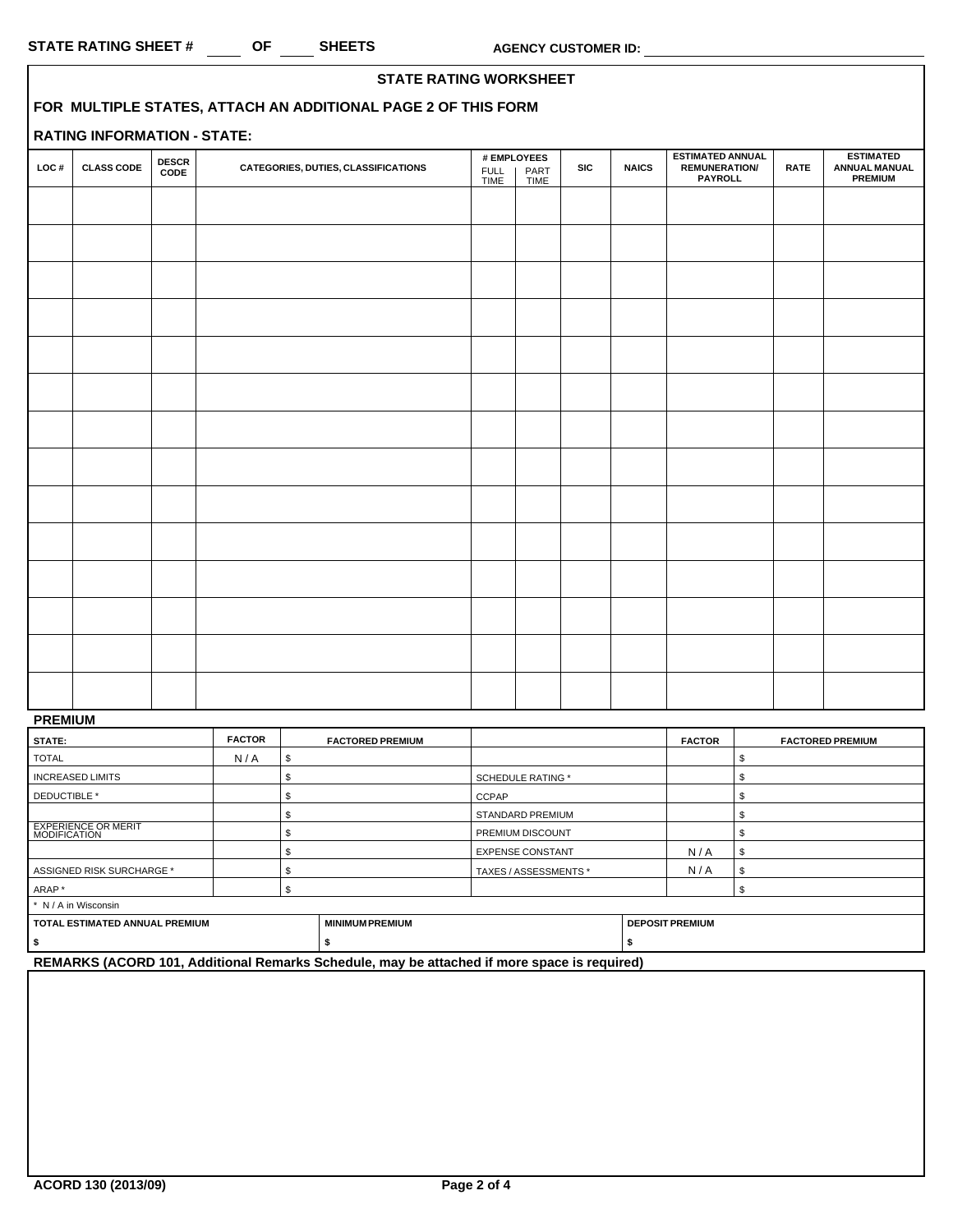STATE RATING SHEET # ____ OF ____ SHEETS    AGENCY CUSTOMER ID: ____________

## STATE RATING WORKSHEET

**FOR MULTIPLE STATES, ATTACH AN ADDITIONAL PAGE 2 OF THIS FORM**

**RATING INFORMATION - STATE:**

| LOC # | CLASS CODE | DESCR CODE | CATEGORIES, DUTIES, CLASSIFICATIONS | # EMPLOYEES FULL TIME | # EMPLOYEES PART TIME | SIC | NAICS | ESTIMATED ANNUAL REMUNERATION/ PAYROLL | RATE | ESTIMATED ANNUAL MANUAL PREMIUM |
|---|---|---|---|---|---|---|---|---|---|---|
| | | | | | | | | | | |
| | | | | | | | | | | |
| | | | | | | | | | | |
| | | | | | | | | | | |
| | | | | | | | | | | |
| | | | | | | | | | | |
| | | | | | | | | | | |
| | | | | | | | | | | |
| | | | | | | | | | | |
| | | | | | | | | | | |
| | | | | | | | | | | |
| | | | | | | | | | | |
| | | | | | | | | | | |
| | | | | | | | | | | |

**PREMIUM**

| STATE: | FACTOR | FACTORED PREMIUM | | FACTOR | FACTORED PREMIUM |
|---|---|---|---|---|---|
| TOTAL | N / A | $ | | | $ |
| INCREASED LIMITS | | $ | SCHEDULE RATING * | | $ |
| DEDUCTIBLE * | | $ | CCPAP | | $ |
| | | $ | STANDARD PREMIUM | | $ |
| EXPERIENCE OR MERIT MODIFICATION | | $ | PREMIUM DISCOUNT | | $ |
| | | $ | EXPENSE CONSTANT | N / A | $ |
| ASSIGNED RISK SURCHARGE * | | $ | TAXES / ASSESSMENTS * | N / A | $ |
| ARAP * | | $ | | | $ |

\* N / A in Wisconsin

| TOTAL ESTIMATED ANNUAL PREMIUM | MINIMUM PREMIUM | DEPOSIT PREMIUM |
|---|---|---|
| $ | $ | $ |

**REMARKS (ACORD 101, Additional Remarks Schedule, may be attached if more space is required)**

ACORD 130 (2013/09)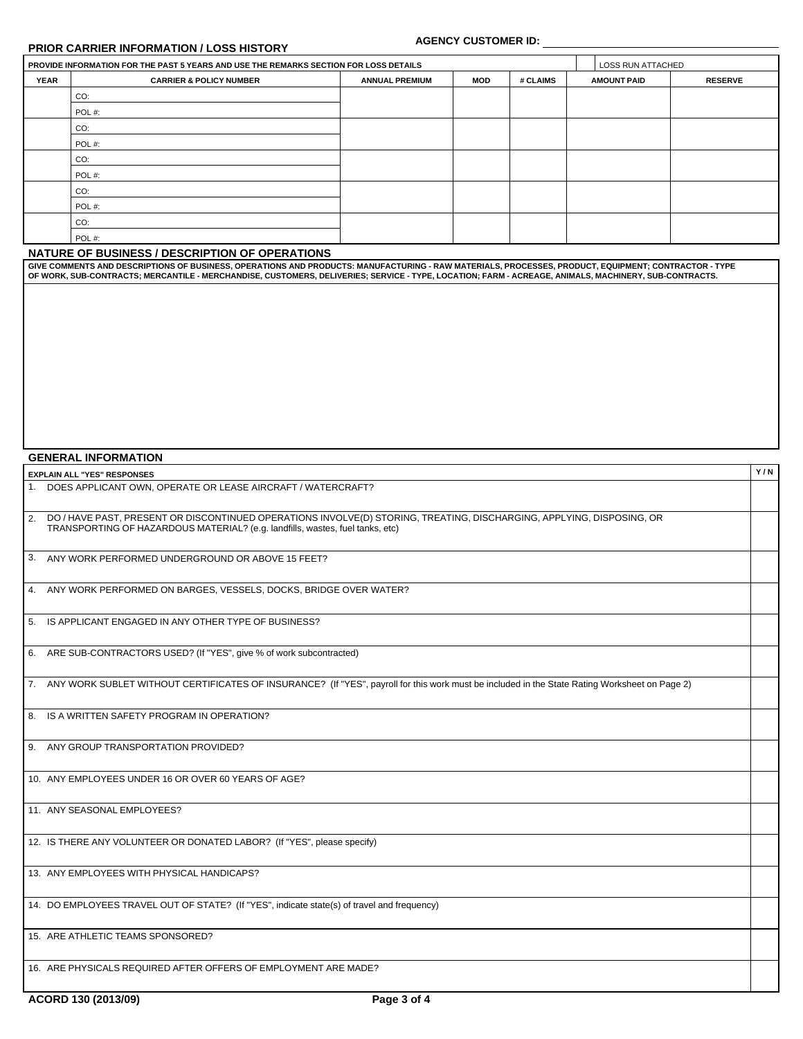**AGENCY CUSTOMER ID:**

## PRIOR CARRIER INFORMATION / LOSS HISTORY

**PROVIDE INFORMATION FOR THE PAST 5 YEARS AND USE THE REMARKS SECTION FOR LOSS DETAILS** | LOSS RUN ATTACHED

| YEAR | CARRIER & POLICY NUMBER | ANNUAL PREMIUM | MOD | # CLAIMS | AMOUNT PAID | RESERVE |
|---|---|---|---|---|---|---|
| | CO: | | | | | |
| | POL #: | | | | | |
| | CO: | | | | | |
| | POL #: | | | | | |
| | CO: | | | | | |
| | POL #: | | | | | |
| | CO: | | | | | |
| | POL #: | | | | | |
| | CO: | | | | | |
| | POL #: | | | | | |

## NATURE OF BUSINESS / DESCRIPTION OF OPERATIONS

**GIVE COMMENTS AND DESCRIPTIONS OF BUSINESS, OPERATIONS AND PRODUCTS: MANUFACTURING - RAW MATERIALS, PROCESSES, PRODUCT, EQUIPMENT; CONTRACTOR - TYPE OF WORK, SUB-CONTRACTS; MERCANTILE - MERCHANDISE, CUSTOMERS, DELIVERIES; SERVICE - TYPE, LOCATION; FARM - ACREAGE, ANIMALS, MACHINERY, SUB-CONTRACTS.**

## GENERAL INFORMATION

| EXPLAIN ALL "YES" RESPONSES | Y / N |
|---|---|
| 1. DOES APPLICANT OWN, OPERATE OR LEASE AIRCRAFT / WATERCRAFT? | |
| 2. DO / HAVE PAST, PRESENT OR DISCONTINUED OPERATIONS INVOLVE(D) STORING, TREATING, DISCHARGING, APPLYING, DISPOSING, OR TRANSPORTING OF HAZARDOUS MATERIAL? (e.g. landfills, wastes, fuel tanks, etc) | |
| 3. ANY WORK PERFORMED UNDERGROUND OR ABOVE 15 FEET? | |
| 4. ANY WORK PERFORMED ON BARGES, VESSELS, DOCKS, BRIDGE OVER WATER? | |
| 5. IS APPLICANT ENGAGED IN ANY OTHER TYPE OF BUSINESS? | |
| 6. ARE SUB-CONTRACTORS USED? (If "YES", give % of work subcontracted) | |
| 7. ANY WORK SUBLET WITHOUT CERTIFICATES OF INSURANCE? (If "YES", payroll for this work must be included in the State Rating Worksheet on Page 2) | |
| 8. IS A WRITTEN SAFETY PROGRAM IN OPERATION? | |
| 9. ANY GROUP TRANSPORTATION PROVIDED? | |
| 10. ANY EMPLOYEES UNDER 16 OR OVER 60 YEARS OF AGE? | |
| 11. ANY SEASONAL EMPLOYEES? | |
| 12. IS THERE ANY VOLUNTEER OR DONATED LABOR? (If "YES", please specify) | |
| 13. ANY EMPLOYEES WITH PHYSICAL HANDICAPS? | |
| 14. DO EMPLOYEES TRAVEL OUT OF STATE? (If "YES", indicate state(s) of travel and frequency) | |
| 15. ARE ATHLETIC TEAMS SPONSORED? | |
| 16. ARE PHYSICALS REQUIRED AFTER OFFERS OF EMPLOYMENT ARE MADE? | |

ACORD 130 (2013/09)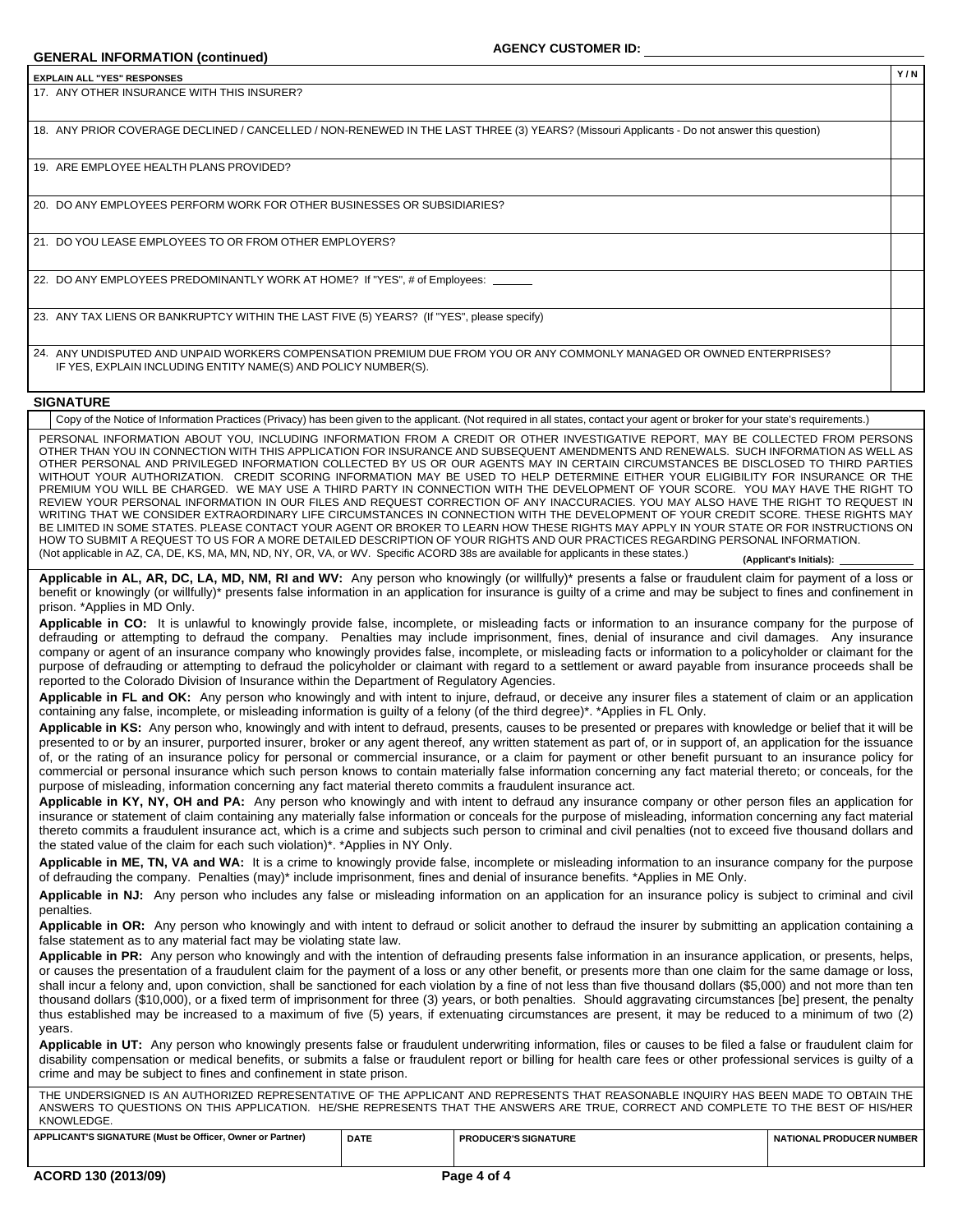## GENERAL INFORMATION (continued)

AGENCY CUSTOMER ID: ______________________

| EXPLAIN ALL "YES" RESPONSES | Y / N |
|---|---|
| 17. ANY OTHER INSURANCE WITH THIS INSURER? | |
| 18. ANY PRIOR COVERAGE DECLINED / CANCELLED / NON-RENEWED IN THE LAST THREE (3) YEARS? (Missouri Applicants - Do not answer this question) | |
| 19. ARE EMPLOYEE HEALTH PLANS PROVIDED? | |
| 20. DO ANY EMPLOYEES PERFORM WORK FOR OTHER BUSINESSES OR SUBSIDIARIES? | |
| 21. DO YOU LEASE EMPLOYEES TO OR FROM OTHER EMPLOYERS? | |
| 22. DO ANY EMPLOYEES PREDOMINANTLY WORK AT HOME? If "YES", # of Employees: ______ | |
| 23. ANY TAX LIENS OR BANKRUPTCY WITHIN THE LAST FIVE (5) YEARS? (If "YES", please specify) | |
| 24. ANY UNDISPUTED AND UNPAID WORKERS COMPENSATION PREMIUM DUE FROM YOU OR ANY COMMONLY MANAGED OR OWNED ENTERPRISES? IF YES, EXPLAIN INCLUDING ENTITY NAME(S) AND POLICY NUMBER(S). | |

## SIGNATURE

☐ Copy of the Notice of Information Practices (Privacy) has been given to the applicant. (Not required in all states, contact your agent or broker for your state's requirements.)

PERSONAL INFORMATION ABOUT YOU, INCLUDING INFORMATION FROM A CREDIT OR OTHER INVESTIGATIVE REPORT, MAY BE COLLECTED FROM PERSONS OTHER THAN YOU IN CONNECTION WITH THIS APPLICATION FOR INSURANCE AND SUBSEQUENT AMENDMENTS AND RENEWALS. SUCH INFORMATION AS WELL AS OTHER PERSONAL AND PRIVILEGED INFORMATION COLLECTED BY US OR OUR AGENTS MAY IN CERTAIN CIRCUMSTANCES BE DISCLOSED TO THIRD PARTIES WITHOUT YOUR AUTHORIZATION. CREDIT SCORING INFORMATION MAY BE USED TO HELP DETERMINE EITHER YOUR ELIGIBILITY FOR INSURANCE OR THE PREMIUM YOU WILL BE CHARGED. WE MAY USE A THIRD PARTY IN CONNECTION WITH THE DEVELOPMENT OF YOUR SCORE. YOU MAY HAVE THE RIGHT TO REVIEW YOUR PERSONAL INFORMATION IN OUR FILES AND REQUEST CORRECTION OF ANY INACCURACIES. YOU MAY ALSO HAVE THE RIGHT TO REQUEST IN WRITING THAT WE CONSIDER EXTRAORDINARY LIFE CIRCUMSTANCES IN CONNECTION WITH THE DEVELOPMENT OF YOUR CREDIT SCORE. THESE RIGHTS MAY BE LIMITED IN SOME STATES. PLEASE CONTACT YOUR AGENT OR BROKER TO LEARN HOW THESE RIGHTS MAY APPLY IN YOUR STATE OR FOR INSTRUCTIONS ON HOW TO SUBMIT A REQUEST TO US FOR A MORE DETAILED DESCRIPTION OF YOUR RIGHTS AND OUR PRACTICES REGARDING PERSONAL INFORMATION.
(Not applicable in AZ, CA, DE, KS, MA, MN, ND, NY, OR, VA, or WV. Specific ACORD 38s are available for applicants in these states.) **(Applicant's Initials):** ______________

**Applicable in AL, AR, DC, LA, MD, NM, RI and WV:** Any person who knowingly (or willfully)* presents a false or fraudulent claim for payment of a loss or benefit or knowingly (or willfully)* presents false information in an application for insurance is guilty of a crime and may be subject to fines and confinement in prison. *Applies in MD Only.

**Applicable in CO:** It is unlawful to knowingly provide false, incomplete, or misleading facts or information to an insurance company for the purpose of defrauding or attempting to defraud the company. Penalties may include imprisonment, fines, denial of insurance and civil damages. Any insurance company or agent of an insurance company who knowingly provides false, incomplete, or misleading facts or information to a policyholder or claimant for the purpose of defrauding or attempting to defraud the policyholder or claimant with regard to a settlement or award payable from insurance proceeds shall be reported to the Colorado Division of Insurance within the Department of Regulatory Agencies.

**Applicable in FL and OK:** Any person who knowingly and with intent to injure, defraud, or deceive any insurer files a statement of claim or an application containing any false, incomplete, or misleading information is guilty of a felony (of the third degree)*. *Applies in FL Only.

**Applicable in KS:** Any person who, knowingly and with intent to defraud, presents, causes to be presented or prepares with knowledge or belief that it will be presented to or by an insurer, purported insurer, broker or any agent thereof, any written statement as part of, or in support of, an application for the issuance of, or the rating of an insurance policy for personal or commercial insurance, or a claim for payment or other benefit pursuant to an insurance policy for commercial or personal insurance which such person knows to contain materially false information concerning any fact material thereto; or conceals, for the purpose of misleading, information concerning any fact material thereto commits a fraudulent insurance act.

**Applicable in KY, NY, OH and PA:** Any person who knowingly and with intent to defraud any insurance company or other person files an application for insurance or statement of claim containing any materially false information or conceals for the purpose of misleading, information concerning any fact material thereto commits a fraudulent insurance act, which is a crime and subjects such person to criminal and civil penalties (not to exceed five thousand dollars and the stated value of the claim for each such violation)*. *Applies in NY Only.

**Applicable in ME, TN, VA and WA:** It is a crime to knowingly provide false, incomplete or misleading information to an insurance company for the purpose of defrauding the company. Penalties (may)* include imprisonment, fines and denial of insurance benefits. *Applies in ME Only.

**Applicable in NJ:** Any person who includes any false or misleading information on an application for an insurance policy is subject to criminal and civil penalties.

**Applicable in OR:** Any person who knowingly and with intent to defraud or solicit another to defraud the insurer by submitting an application containing a false statement as to any material fact may be violating state law.

**Applicable in PR:** Any person who knowingly and with the intention of defrauding presents false information in an insurance application, or presents, helps, or causes the presentation of a fraudulent claim for the payment of a loss or any other benefit, or presents more than one claim for the same damage or loss, shall incur a felony and, upon conviction, shall be sanctioned for each violation by a fine of not less than five thousand dollars ($5,000) and not more than ten thousand dollars ($10,000), or a fixed term of imprisonment for three (3) years, or both penalties. Should aggravating circumstances [be] present, the penalty thus established may be increased to a maximum of five (5) years, if extenuating circumstances are present, it may be reduced to a minimum of two (2) years.

**Applicable in UT:** Any person who knowingly presents false or fraudulent underwriting information, files or causes to be filed a false or fraudulent claim for disability compensation or medical benefits, or submits a false or fraudulent report or billing for health care fees or other professional services is guilty of a crime and may be subject to fines and confinement in state prison.

THE UNDERSIGNED IS AN AUTHORIZED REPRESENTATIVE OF THE APPLICANT AND REPRESENTS THAT REASONABLE INQUIRY HAS BEEN MADE TO OBTAIN THE ANSWERS TO QUESTIONS ON THIS APPLICATION. HE/SHE REPRESENTS THAT THE ANSWERS ARE TRUE, CORRECT AND COMPLETE TO THE BEST OF HIS/HER KNOWLEDGE.

| APPLICANT'S SIGNATURE (Must be Officer, Owner or Partner) | DATE | PRODUCER'S SIGNATURE | NATIONAL PRODUCER NUMBER |
|---|---|---|---|
| | | | |

ACORD 130 (2013/09)